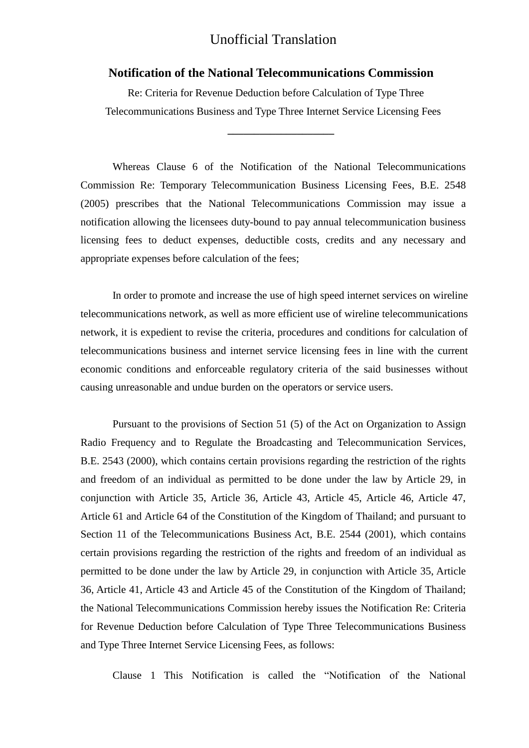Unofficial Translation

# Notification of the National Telecommunications Commission

Re: Criteria for Revenue Deduction before Calculation of Type Three Telecommunications Business and Type Three Internet Service Licensing Fees

---

Whereas Clause 6 of the Notification of the National Telecommunications Commission Re: Temporary Telecommunication Business Licensing Fees, B.E. 2548 (2005) prescribes that the National Telecommunications Commission may issue a notification allowing the licensees duty-bound to pay annual telecommunication business licensing fees to deduct expenses, deductible costs, credits and any necessary and appropriate expenses before calculation of the fees;

In order to promote and increase the use of high speed internet services on wireline telecommunications network, as well as more efficient use of wireline telecommunications network, it is expedient to revise the criteria, procedures and conditions for calculation of telecommunications business and internet service licensing fees in line with the current economic conditions and enforceable regulatory criteria of the said businesses without causing unreasonable and undue burden on the operators or service users.

Pursuant to the provisions of Section 51 (5) of the Act on Organization to Assign Radio Frequency and to Regulate the Broadcasting and Telecommunication Services, B.E. 2543 (2000), which contains certain provisions regarding the restriction of the rights and freedom of an individual as permitted to be done under the law by Article 29, in conjunction with Article 35, Article 36, Article 43, Article 45, Article 46, Article 47, Article 61 and Article 64 of the Constitution of the Kingdom of Thailand; and pursuant to Section 11 of the Telecommunications Business Act, B.E. 2544 (2001), which contains certain provisions regarding the restriction of the rights and freedom of an individual as permitted to be done under the law by Article 29, in conjunction with Article 35, Article 36, Article 41, Article 43 and Article 45 of the Constitution of the Kingdom of Thailand; the National Telecommunications Commission hereby issues the Notification Re: Criteria for Revenue Deduction before Calculation of Type Three Telecommunications Business and Type Three Internet Service Licensing Fees, as follows:

Clause 1 This Notification is called the "Notification of the National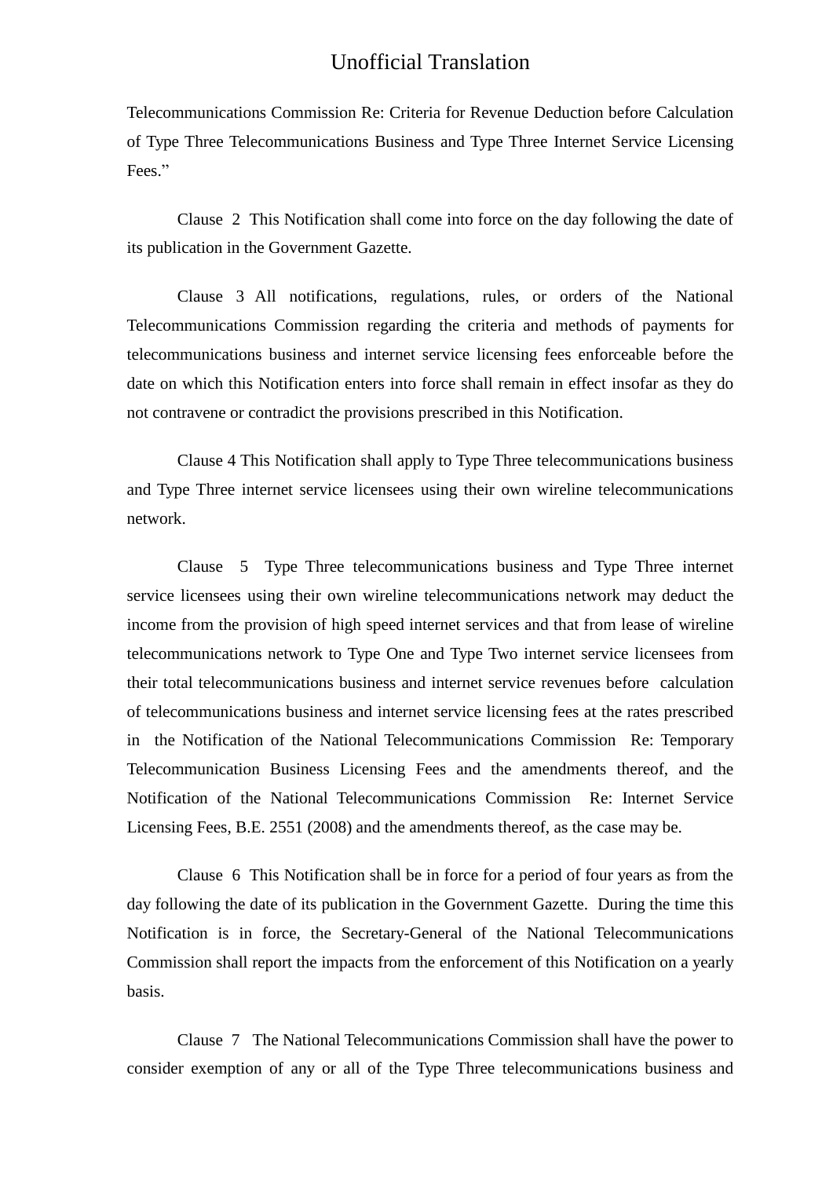Telecommunications Commission Re: Criteria for Revenue Deduction before Calculation of Type Three Telecommunications Business and Type Three Internet Service Licensing Fees."

Clause 2 This Notification shall come into force on the day following the date of its publication in the Government Gazette.

Clause 3 All notifications, regulations, rules, or orders of the National Telecommunications Commission regarding the criteria and methods of payments for telecommunications business and internet service licensing fees enforceable before the date on which this Notification enters into force shall remain in effect insofar as they do not contravene or contradict the provisions prescribed in this Notification.

Clause 4 This Notification shall apply to Type Three telecommunications business and Type Three internet service licensees using their own wireline telecommunications network.

Clause 5 Type Three telecommunications business and Type Three internet service licensees using their own wireline telecommunications network may deduct the income from the provision of high speed internet services and that from lease of wireline telecommunications network to Type One and Type Two internet service licensees from their total telecommunications business and internet service revenues before calculation of telecommunications business and internet service licensing fees at the rates prescribed in the Notification of the National Telecommunications Commission Re: Temporary Telecommunication Business Licensing Fees and the amendments thereof, and the Notification of the National Telecommunications Commission Re: Internet Service Licensing Fees, B.E. 2551 (2008) and the amendments thereof, as the case may be.

Clause 6 This Notification shall be in force for a period of four years as from the day following the date of its publication in the Government Gazette. During the time this Notification is in force, the Secretary-General of the National Telecommunications Commission shall report the impacts from the enforcement of this Notification on a yearly basis.

Clause 7 The National Telecommunications Commission shall have the power to consider exemption of any or all of the Type Three telecommunications business and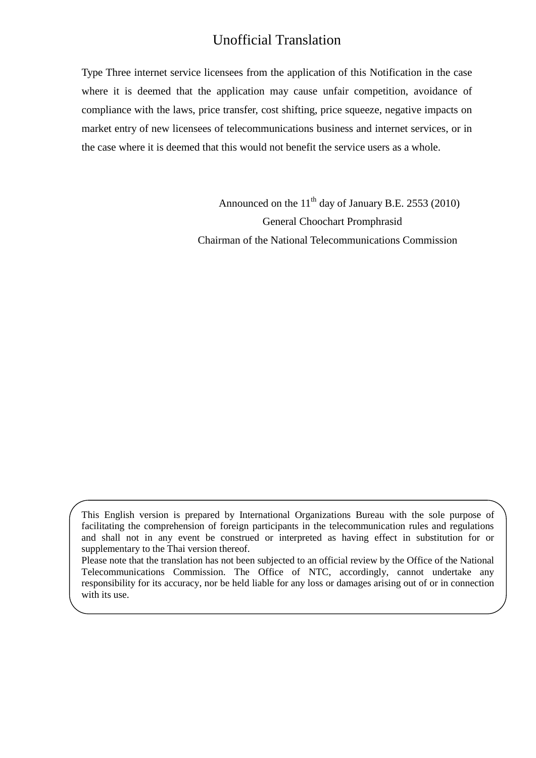Unofficial Translation

Type Three internet service licensees from the application of this Notification in the case where it is deemed that the application may cause unfair competition, avoidance of compliance with the laws, price transfer, cost shifting, price squeeze, negative impacts on market entry of new licensees of telecommunications business and internet services, or in the case where it is deemed that this would not benefit the service users as a whole.

Announced on the 11th day of January B.E. 2553 (2010)

General Choochart Promphrasid

Chairman of the National Telecommunications Commission

This English version is prepared by International Organizations Bureau with the sole purpose of facilitating the comprehension of foreign participants in the telecommunication rules and regulations and shall not in any event be construed or interpreted as having effect in substitution for or supplementary to the Thai version thereof.

Please note that the translation has not been subjected to an official review by the Office of the National Telecommunications Commission. The Office of NTC, accordingly, cannot undertake any responsibility for its accuracy, nor be held liable for any loss or damages arising out of or in connection with its use.